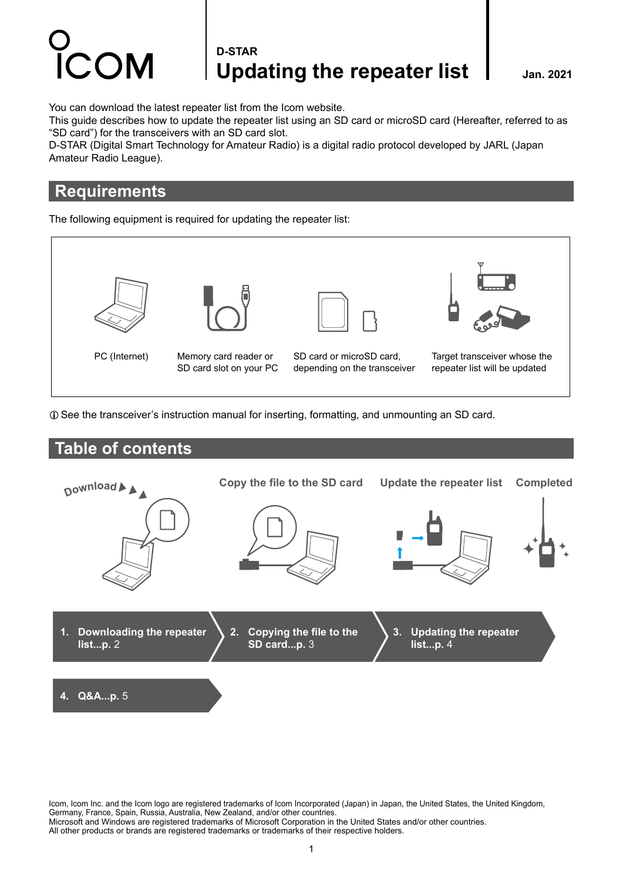ICOM

**D-STAR**

# Updating the repeater list

**Jan. 2021**

You can download the latest repeater list from the Icom website.
This guide describes how to update the repeater list using an SD card or microSD card (Hereafter, referred to as “SD card”) for the transceivers with an SD card slot.
D-STAR (Digital Smart Technology for Amateur Radio) is a digital radio protocol developed by JARL (Japan Amateur Radio League).

## Requirements

The following equipment is required for updating the repeater list:

| PC (Internet) | Memory card reader or SD card slot on your PC | SD card or microSD card, depending on the transceiver | Target transceiver whose the repeater list will be updated |
|---|---|---|---|

ⓘ See the transceiver’s instruction manual for inserting, formatting, and unmounting an SD card.

## Table of contents

Download ▶ ▲ ▲ — Copy the file to the SD card — Update the repeater list — Completed

1. **Downloading the repeater list...p.** 2
2. **Copying the file to the SD card...p.** 3
3. **Updating the repeater list...p.** 4
4. **Q&A...p.** 5

Icom, Icom Inc. and the Icom logo are registered trademarks of Icom Incorporated (Japan) in Japan, the United States, the United Kingdom, Germany, France, Spain, Russia, Australia, New Zealand, and/or other countries.
Microsoft and Windows are registered trademarks of Microsoft Corporation in the United States and/or other countries.
All other products or brands are registered trademarks or trademarks of their respective holders.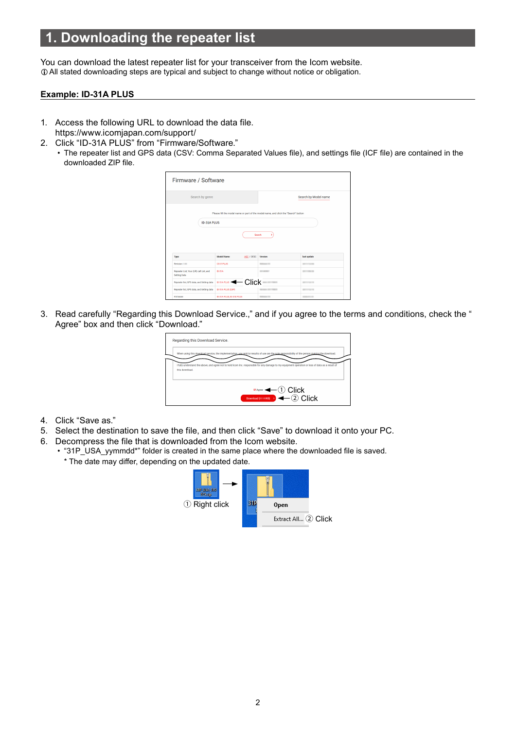# 1. Downloading the repeater list

You can download the latest repeater list for your transceiver from the Icom website.
ⓘ All stated downloading steps are typical and subject to change without notice or obligation.

## Example: ID-31A PLUS

1. Access the following URL to download the data file.
   https://www.icomjapan.com/support/
2. Click "ID-31A PLUS" from "Firmware/Software."
   - The repeater list and GPS data (CSV: Comma Separated Values file), and settings file (ICF file) are contained in the downloaded ZIP file.

3. Read carefully "Regarding this Download Service.," and if you agree to the terms and conditions, check the " Agree" box and then click "Download."

4. Click "Save as."
5. Select the destination to save the file, and then click "Save" to download it onto your PC.
6. Decompress the file that is downloaded from the Icom website.
   - "31P_USA_yymmdd*" folder is created in the same place where the downloaded file is saved.
     * The date may differ, depending on the updated date.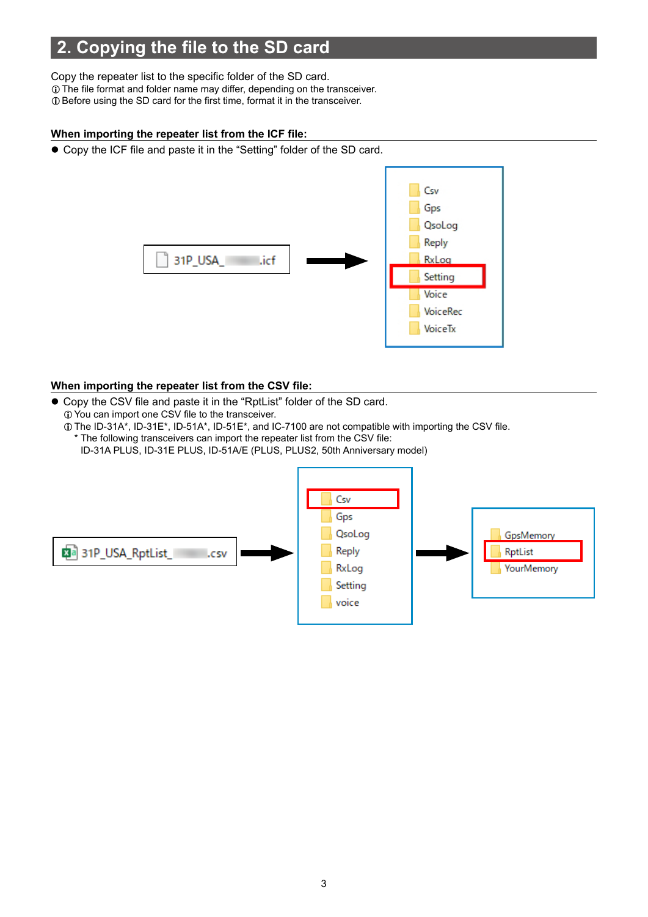## 2. Copying the file to the SD card

Copy the repeater list to the specific folder of the SD card.

ⓘ The file format and folder name may differ, depending on the transceiver.

ⓘ Before using the SD card for the first time, format it in the transceiver.

**When importing the repeater list from the ICF file:**

- Copy the ICF file and paste it in the “Setting” folder of the SD card.

31P_USA_ .icf → Csv, Gps, QsoLog, Reply, RxLog, **Setting**, Voice, VoiceRec, VoiceTx

**When importing the repeater list from the CSV file:**

- Copy the CSV file and paste it in the “RptList” folder of the SD card.
  - ⓘ You can import one CSV file to the transceiver.
  - ⓘ The ID-31A*, ID-31E*, ID-51A*, ID-51E*, and IC-7100 are not compatible with importing the CSV file.
    - * The following transceivers can import the repeater list from the CSV file:
      ID-31A PLUS, ID-31E PLUS, ID-51A/E (PLUS, PLUS2, 50th Anniversary model)

31P_USA_RptList_ .csv → **Csv**, Gps, QsoLog, Reply, RxLog, Setting, voice → GpsMemory, **RptList**, YourMemory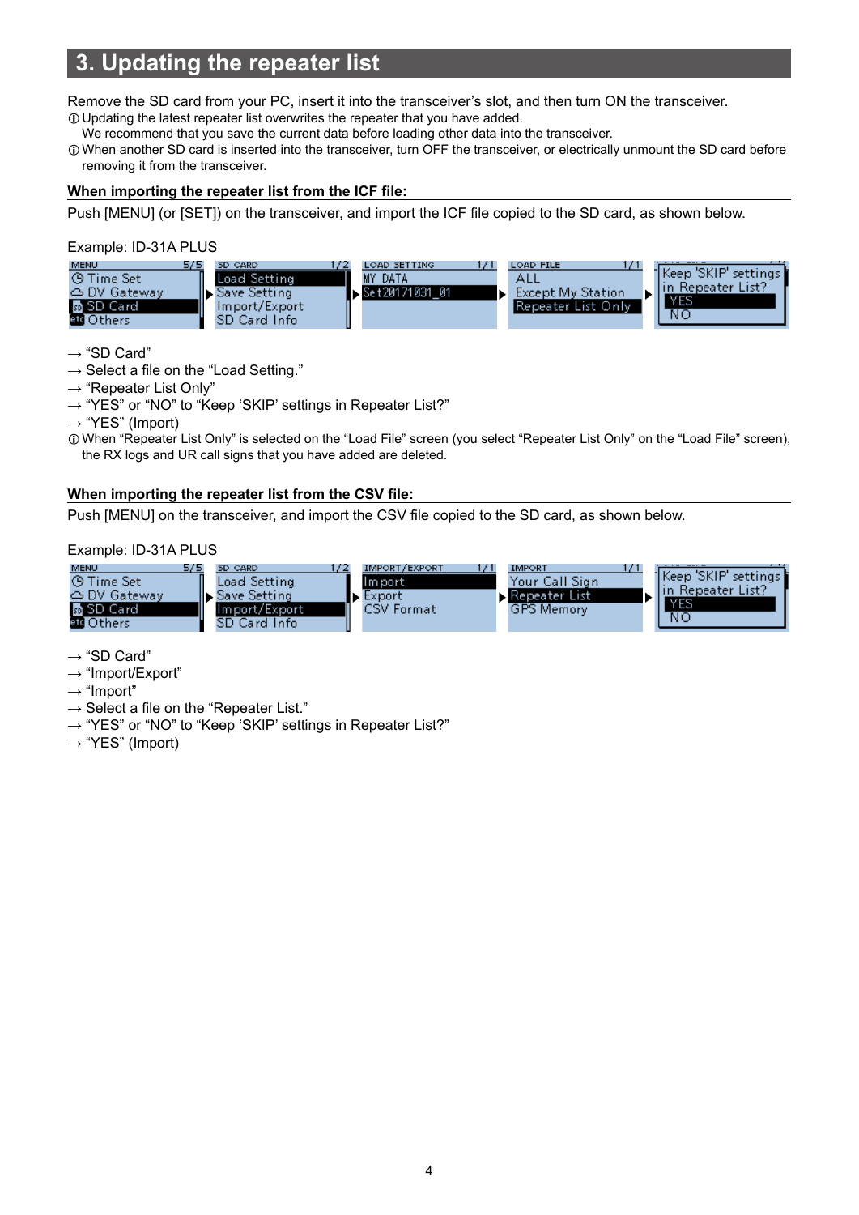## 3. Updating the repeater list

Remove the SD card from your PC, insert it into the transceiver's slot, and then turn ON the transceiver.

ⓘ Updating the latest repeater list overwrites the repeater that you have added.
We recommend that you save the current data before loading other data into the transceiver.

ⓘ When another SD card is inserted into the transceiver, turn OFF the transceiver, or electrically unmount the SD card before removing it from the transceiver.

**When importing the repeater list from the ICF file:**

Push [MENU] (or [SET]) on the transceiver, and import the ICF file copied to the SD card, as shown below.

Example: ID-31A PLUS

→ "SD Card"
→ Select a file on the "Load Setting."
→ "Repeater List Only"
→ "YES" or "NO" to "Keep 'SKIP' settings in Repeater List?"
→ "YES" (Import)

ⓘ When "Repeater List Only" is selected on the "Load File" screen (you select "Repeater List Only" on the "Load File" screen), the RX logs and UR call signs that you have added are deleted.

**When importing the repeater list from the CSV file:**

Push [MENU] on the transceiver, and import the CSV file copied to the SD card, as shown below.

Example: ID-31A PLUS

→ "SD Card"
→ "Import/Export"
→ "Import"
→ Select a file on the "Repeater List."
→ "YES" or "NO" to "Keep 'SKIP' settings in Repeater List?"
→ "YES" (Import)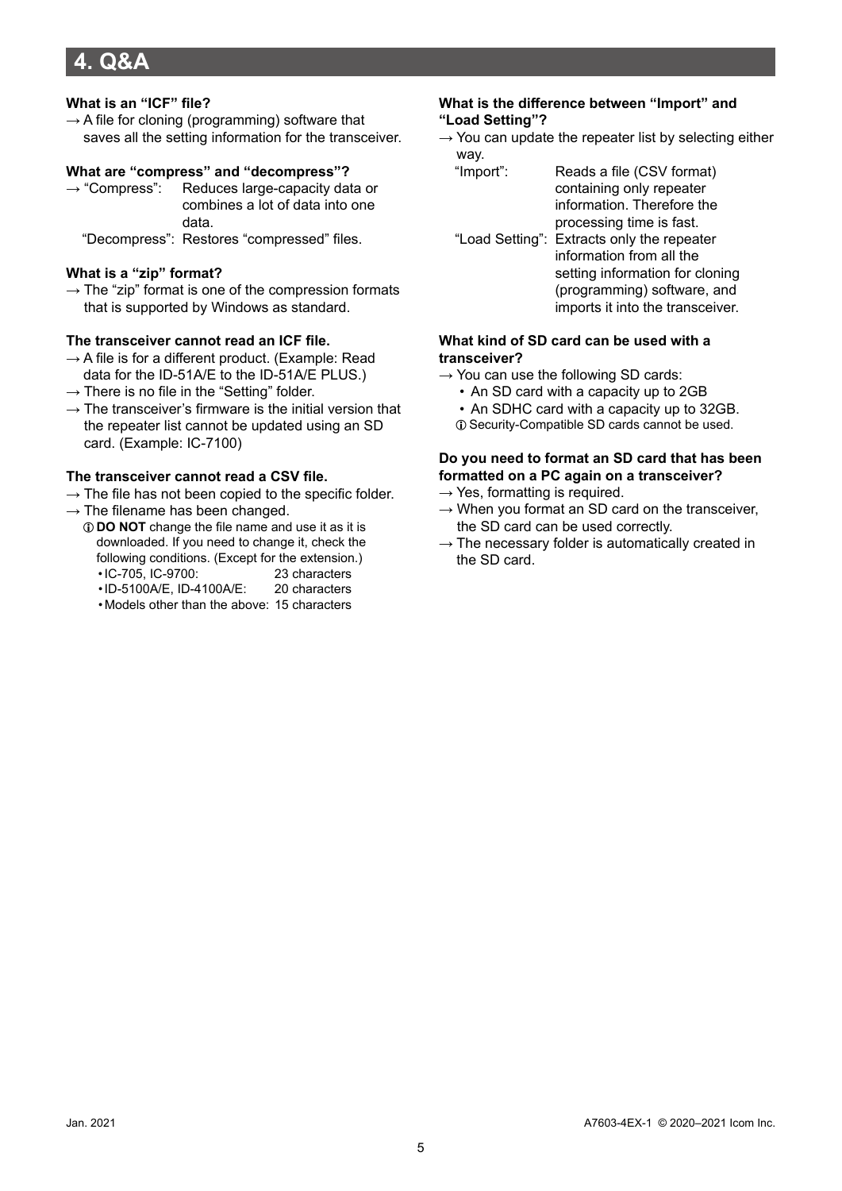## 4. Q&A

**What is an "ICF" file?**

→ A file for cloning (programming) software that saves all the setting information for the transceiver.

**What are "compress" and "decompress"?**

→ "Compress": Reduces large-capacity data or combines a lot of data into one data.

"Decompress": Restores "compressed" files.

**What is a "zip" format?**

→ The "zip" format is one of the compression formats that is supported by Windows as standard.

**The transceiver cannot read an ICF file.**

→ A file is for a different product. (Example: Read data for the ID-51A/E to the ID-51A/E PLUS.)

→ There is no file in the "Setting" folder.

→ The transceiver's firmware is the initial version that the repeater list cannot be updated using an SD card. (Example: IC-7100)

**The transceiver cannot read a CSV file.**

→ The file has not been copied to the specific folder.

→ The filename has been changed.

ⓘ **DO NOT** change the file name and use it as it is downloaded. If you need to change it, check the following conditions. (Except for the extension.)

- IC-705, IC-9700: 23 characters
- ID-5100A/E, ID-4100A/E: 20 characters
- Models other than the above: 15 characters

**What is the difference between "Import" and "Load Setting"?**

→ You can update the repeater list by selecting either way.

"Import": Reads a file (CSV format) containing only repeater information. Therefore the processing time is fast.

"Load Setting": Extracts only the repeater information from all the setting information for cloning (programming) software, and imports it into the transceiver.

**What kind of SD card can be used with a transceiver?**

→ You can use the following SD cards:

- An SD card with a capacity up to 2GB
- An SDHC card with a capacity up to 32GB.

ⓘ Security-Compatible SD cards cannot be used.

**Do you need to format an SD card that has been formatted on a PC again on a transceiver?**

→ Yes, formatting is required.

→ When you format an SD card on the transceiver, the SD card can be used correctly.

→ The necessary folder is automatically created in the SD card.

Jan. 2021

A7603-4EX-1 © 2020–2021 Icom Inc.